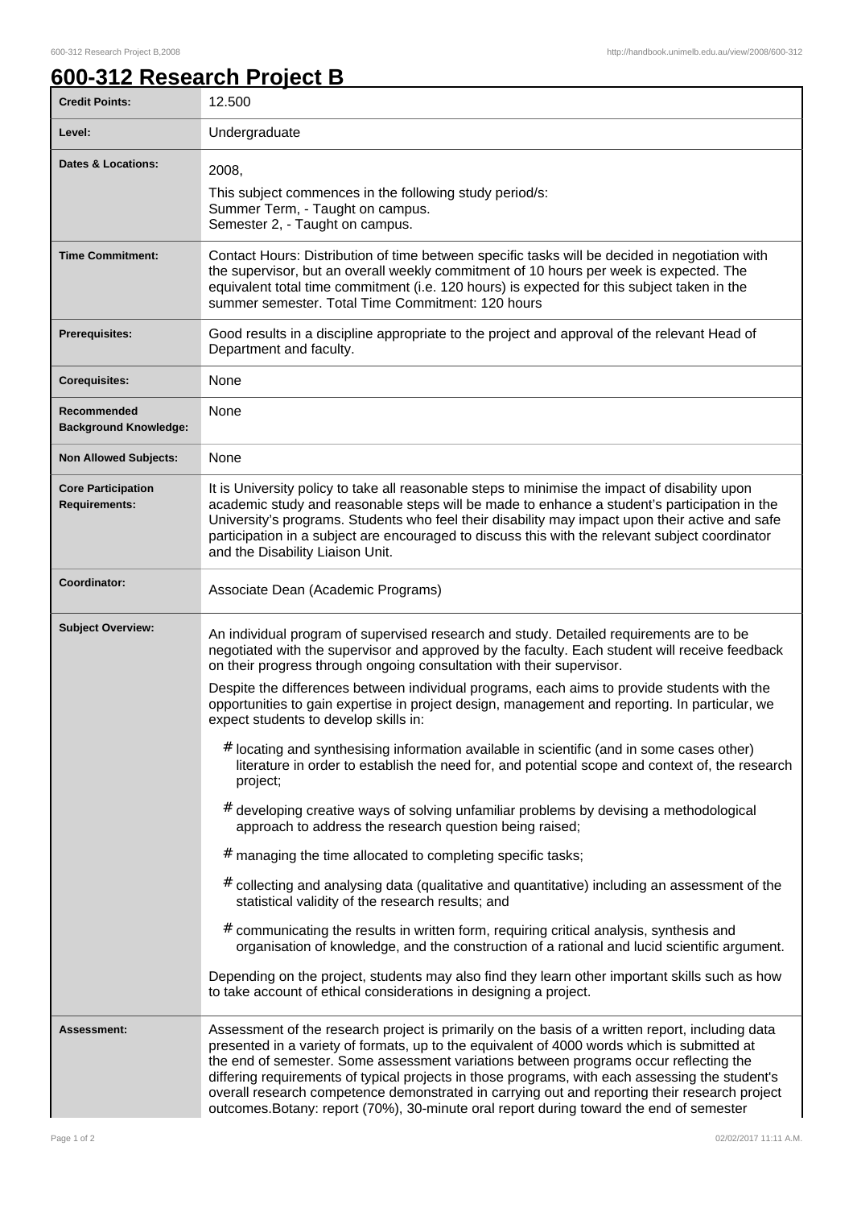# 600-312 Research Project B

| | |
|---|---|
| **Credit Points:** | 12.500 |
| **Level:** | Undergraduate |
| **Dates & Locations:** | 2008,<br>This subject commences in the following study period/s:<br>Summer Term, - Taught on campus.<br>Semester 2, - Taught on campus. |
| **Time Commitment:** | Contact Hours: Distribution of time between specific tasks will be decided in negotiation with the supervisor, but an overall weekly commitment of 10 hours per week is expected. The equivalent total time commitment (i.e. 120 hours) is expected for this subject taken in the summer semester. Total Time Commitment: 120 hours |
| **Prerequisites:** | Good results in a discipline appropriate to the project and approval of the relevant Head of Department and faculty. |
| **Corequisites:** | None |
| **Recommended Background Knowledge:** | None |
| **Non Allowed Subjects:** | None |
| **Core Participation Requirements:** | It is University policy to take all reasonable steps to minimise the impact of disability upon academic study and reasonable steps will be made to enhance a student's participation in the University's programs. Students who feel their disability may impact upon their active and safe participation in a subject are encouraged to discuss this with the relevant subject coordinator and the Disability Liaison Unit. |
| **Coordinator:** | Associate Dean (Academic Programs) |
| **Subject Overview:** | An individual program of supervised research and study. Detailed requirements are to be negotiated with the supervisor and approved by the faculty. Each student will receive feedback on their progress through ongoing consultation with their supervisor.<br>Despite the differences between individual programs, each aims to provide students with the opportunities to gain expertise in project design, management and reporting. In particular, we expect students to develop skills in:<br># locating and synthesising information available in scientific (and in some cases other) literature in order to establish the need for, and potential scope and context of, the research project;<br># developing creative ways of solving unfamiliar problems by devising a methodological approach to address the research question being raised;<br># managing the time allocated to completing specific tasks;<br># collecting and analysing data (qualitative and quantitative) including an assessment of the statistical validity of the research results; and<br># communicating the results in written form, requiring critical analysis, synthesis and organisation of knowledge, and the construction of a rational and lucid scientific argument.<br>Depending on the project, students may also find they learn other important skills such as how to take account of ethical considerations in designing a project. |
| **Assessment:** | Assessment of the research project is primarily on the basis of a written report, including data presented in a variety of formats, up to the equivalent of 4000 words which is submitted at the end of semester. Some assessment variations between programs occur reflecting the differing requirements of typical projects in those programs, with each assessing the student's overall research competence demonstrated in carrying out and reporting their research project outcomes.Botany: report (70%), 30-minute oral report during toward the end of semester |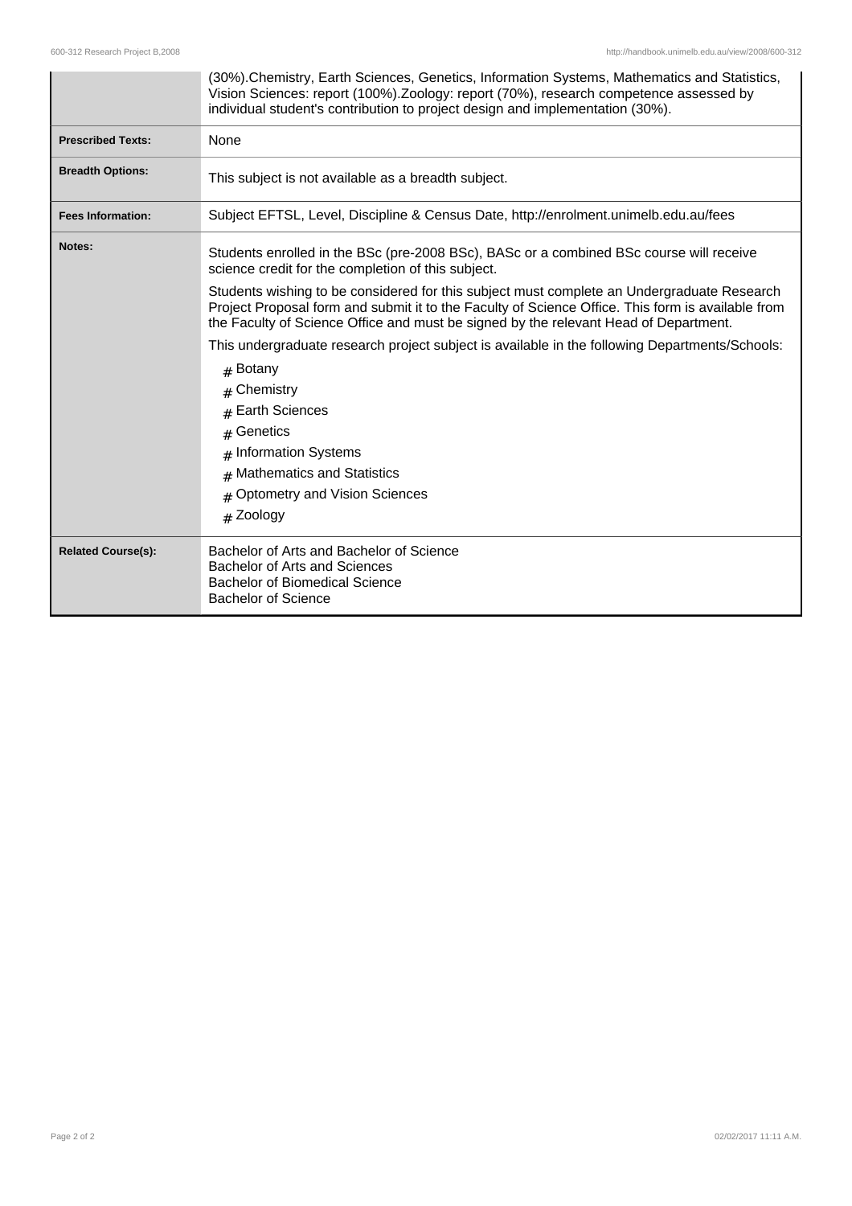| | |
|---|---|
| | (30%).Chemistry, Earth Sciences, Genetics, Information Systems, Mathematics and Statistics, Vision Sciences: report (100%).Zoology: report (70%), research competence assessed by individual student's contribution to project design and implementation (30%). |
| **Prescribed Texts:** | None |
| **Breadth Options:** | This subject is not available as a breadth subject. |
| **Fees Information:** | Subject EFTSL, Level, Discipline & Census Date, http://enrolment.unimelb.edu.au/fees |
| **Notes:** | Students enrolled in the BSc (pre-2008 BSc), BASc or a combined BSc course will receive science credit for the completion of this subject.<br><br>Students wishing to be considered for this subject must complete an Undergraduate Research Project Proposal form and submit it to the Faculty of Science Office. This form is available from the Faculty of Science Office and must be signed by the relevant Head of Department.<br><br>This undergraduate research project subject is available in the following Departments/Schools:<br><br># Botany<br># Chemistry<br># Earth Sciences<br># Genetics<br># Information Systems<br># Mathematics and Statistics<br># Optometry and Vision Sciences<br># Zoology |
| **Related Course(s):** | Bachelor of Arts and Bachelor of Science<br>Bachelor of Arts and Sciences<br>Bachelor of Biomedical Science<br>Bachelor of Science |